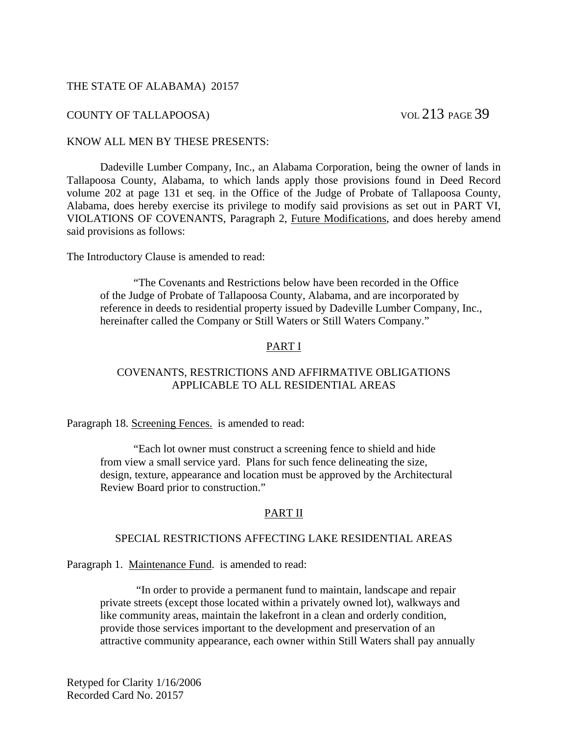THE STATE OF ALABAMA) 20157

COUNTY OF TALLAPOOSA) VOL 213 PAGE 39

KNOW ALL MEN BY THESE PRESENTS:

Dadeville Lumber Company, Inc., an Alabama Corporation, being the owner of lands in Tallapoosa County, Alabama, to which lands apply those provisions found in Deed Record volume 202 at page 131 et seq. in the Office of the Judge of Probate of Tallapoosa County, Alabama, does hereby exercise its privilege to modify said provisions as set out in PART VI, VIOLATIONS OF COVENANTS, Paragraph 2, <u>Future Modifications</u>, and does hereby amend said provisions as follows:

The Introductory Clause is amended to read:

> "The Covenants and Restrictions below have been recorded in the Office of the Judge of Probate of Tallapoosa County, Alabama, and are incorporated by reference in deeds to residential property issued by Dadeville Lumber Company, Inc., hereinafter called the Company or Still Waters or Still Waters Company."

## <u>PART I</u>

### COVENANTS, RESTRICTIONS AND AFFIRMATIVE OBLIGATIONS APPLICABLE TO ALL RESIDENTIAL AREAS

Paragraph 18. <u>Screening Fences.</u> is amended to read:

> "Each lot owner must construct a screening fence to shield and hide from view a small service yard. Plans for such fence delineating the size, design, texture, appearance and location must be approved by the Architectural Review Board prior to construction."

## <u>PART II</u>

### SPECIAL RESTRICTIONS AFFECTING LAKE RESIDENTIAL AREAS

Paragraph 1. <u>Maintenance Fund</u>. is amended to read:

> "In order to provide a permanent fund to maintain, landscape and repair private streets (except those located within a privately owned lot), walkways and like community areas, maintain the lakefront in a clean and orderly condition, provide those services important to the development and preservation of an attractive community appearance, each owner within Still Waters shall pay annually

Retyped for Clarity 1/16/2006
Recorded Card No. 20157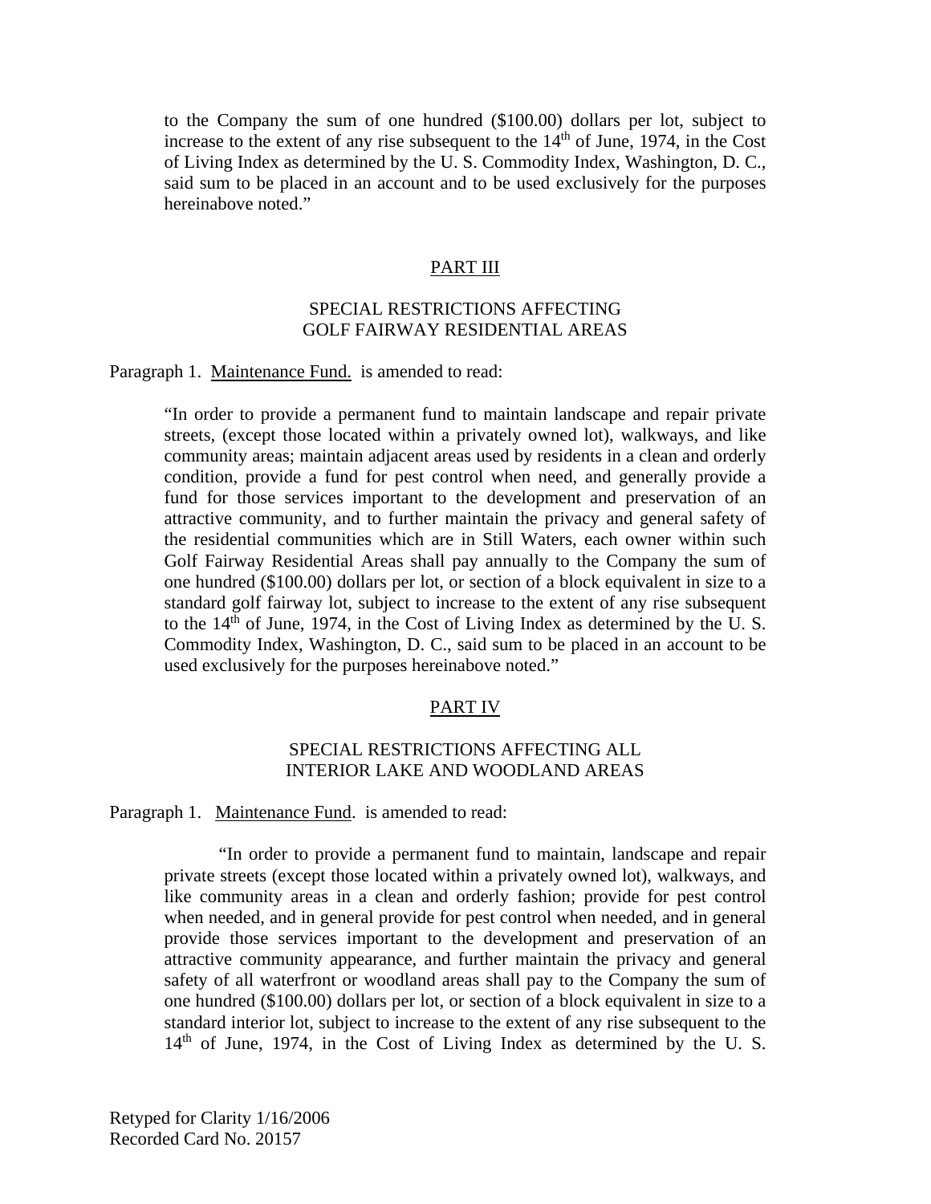to the Company the sum of one hundred ($100.00) dollars per lot, subject to increase to the extent of any rise subsequent to the 14th of June, 1974, in the Cost of Living Index as determined by the U. S. Commodity Index, Washington, D. C., said sum to be placed in an account and to be used exclusively for the purposes hereinabove noted."

## PART III

### SPECIAL RESTRICTIONS AFFECTING GOLF FAIRWAY RESIDENTIAL AREAS

Paragraph 1. Maintenance Fund. is amended to read:

> "In order to provide a permanent fund to maintain landscape and repair private streets, (except those located within a privately owned lot), walkways, and like community areas; maintain adjacent areas used by residents in a clean and orderly condition, provide a fund for pest control when need, and generally provide a fund for those services important to the development and preservation of an attractive community, and to further maintain the privacy and general safety of the residential communities which are in Still Waters, each owner within such Golf Fairway Residential Areas shall pay annually to the Company the sum of one hundred ($100.00) dollars per lot, or section of a block equivalent in size to a standard golf fairway lot, subject to increase to the extent of any rise subsequent to the 14th of June, 1974, in the Cost of Living Index as determined by the U. S. Commodity Index, Washington, D. C., said sum to be placed in an account to be used exclusively for the purposes hereinabove noted."

## PART IV

### SPECIAL RESTRICTIONS AFFECTING ALL INTERIOR LAKE AND WOODLAND AREAS

Paragraph 1. Maintenance Fund. is amended to read:

> "In order to provide a permanent fund to maintain, landscape and repair private streets (except those located within a privately owned lot), walkways, and like community areas in a clean and orderly fashion; provide for pest control when needed, and in general provide for pest control when needed, and in general provide those services important to the development and preservation of an attractive community appearance, and further maintain the privacy and general safety of all waterfront or woodland areas shall pay to the Company the sum of one hundred ($100.00) dollars per lot, or section of a block equivalent in size to a standard interior lot, subject to increase to the extent of any rise subsequent to the 14th of June, 1974, in the Cost of Living Index as determined by the U. S.

Retyped for Clarity 1/16/2006
Recorded Card No. 20157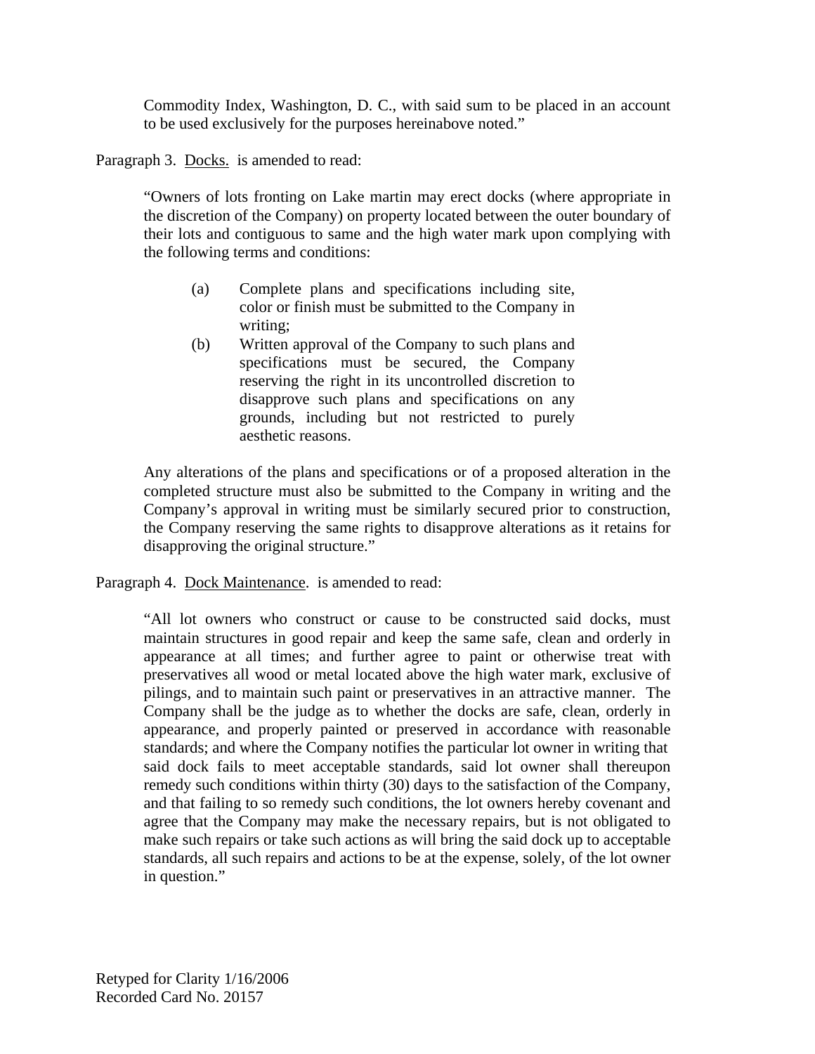Commodity Index, Washington, D. C., with said sum to be placed in an account to be used exclusively for the purposes hereinabove noted."

Paragraph 3. Docks. is amended to read:

> "Owners of lots fronting on Lake martin may erect docks (where appropriate in the discretion of the Company) on property located between the outer boundary of their lots and contiguous to same and the high water mark upon complying with the following terms and conditions:
>
> (a) Complete plans and specifications including site, color or finish must be submitted to the Company in writing;
>
> (b) Written approval of the Company to such plans and specifications must be secured, the Company reserving the right in its uncontrolled discretion to disapprove such plans and specifications on any grounds, including but not restricted to purely aesthetic reasons.
>
> Any alterations of the plans and specifications or of a proposed alteration in the completed structure must also be submitted to the Company in writing and the Company's approval in writing must be similarly secured prior to construction, the Company reserving the same rights to disapprove alterations as it retains for disapproving the original structure."

Paragraph 4. Dock Maintenance. is amended to read:

> "All lot owners who construct or cause to be constructed said docks, must maintain structures in good repair and keep the same safe, clean and orderly in appearance at all times; and further agree to paint or otherwise treat with preservatives all wood or metal located above the high water mark, exclusive of pilings, and to maintain such paint or preservatives in an attractive manner. The Company shall be the judge as to whether the docks are safe, clean, orderly in appearance, and properly painted or preserved in accordance with reasonable standards; and where the Company notifies the particular lot owner in writing that said dock fails to meet acceptable standards, said lot owner shall thereupon remedy such conditions within thirty (30) days to the satisfaction of the Company, and that failing to so remedy such conditions, the lot owners hereby covenant and agree that the Company may make the necessary repairs, but is not obligated to make such repairs or take such actions as will bring the said dock up to acceptable standards, all such repairs and actions to be at the expense, solely, of the lot owner in question."

Retyped for Clarity 1/16/2006
Recorded Card No. 20157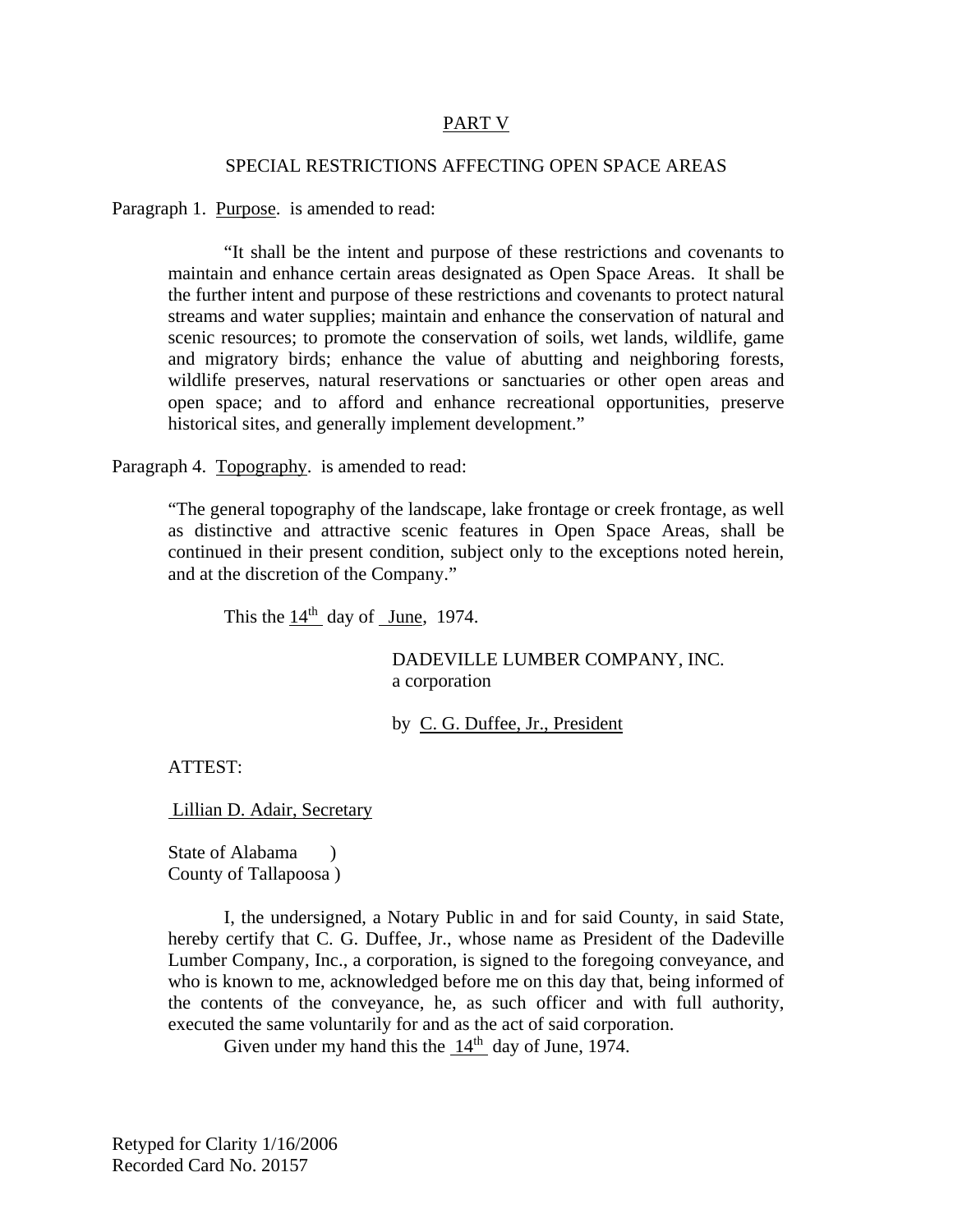## PART V

### SPECIAL RESTRICTIONS AFFECTING OPEN SPACE AREAS

Paragraph 1. Purpose. is amended to read:

> "It shall be the intent and purpose of these restrictions and covenants to maintain and enhance certain areas designated as Open Space Areas. It shall be the further intent and purpose of these restrictions and covenants to protect natural streams and water supplies; maintain and enhance the conservation of natural and scenic resources; to promote the conservation of soils, wet lands, wildlife, game and migratory birds; enhance the value of abutting and neighboring forests, wildlife preserves, natural reservations or sanctuaries or other open areas and open space; and to afford and enhance recreational opportunities, preserve historical sites, and generally implement development."

Paragraph 4. Topography. is amended to read:

> "The general topography of the landscape, lake frontage or creek frontage, as well as distinctive and attractive scenic features in Open Space Areas, shall be continued in their present condition, subject only to the exceptions noted herein, and at the discretion of the Company."

This the 14th day of June, 1974.

DADEVILLE LUMBER COMPANY, INC.
a corporation

by C. G. Duffee, Jr., President

ATTEST:

Lillian D. Adair, Secretary

State of Alabama )
County of Tallapoosa )

I, the undersigned, a Notary Public in and for said County, in said State, hereby certify that C. G. Duffee, Jr., whose name as President of the Dadeville Lumber Company, Inc., a corporation, is signed to the foregoing conveyance, and who is known to me, acknowledged before me on this day that, being informed of the contents of the conveyance, he, as such officer and with full authority, executed the same voluntarily for and as the act of said corporation.

Given under my hand this the 14th day of June, 1974.

Retyped for Clarity 1/16/2006
Recorded Card No. 20157